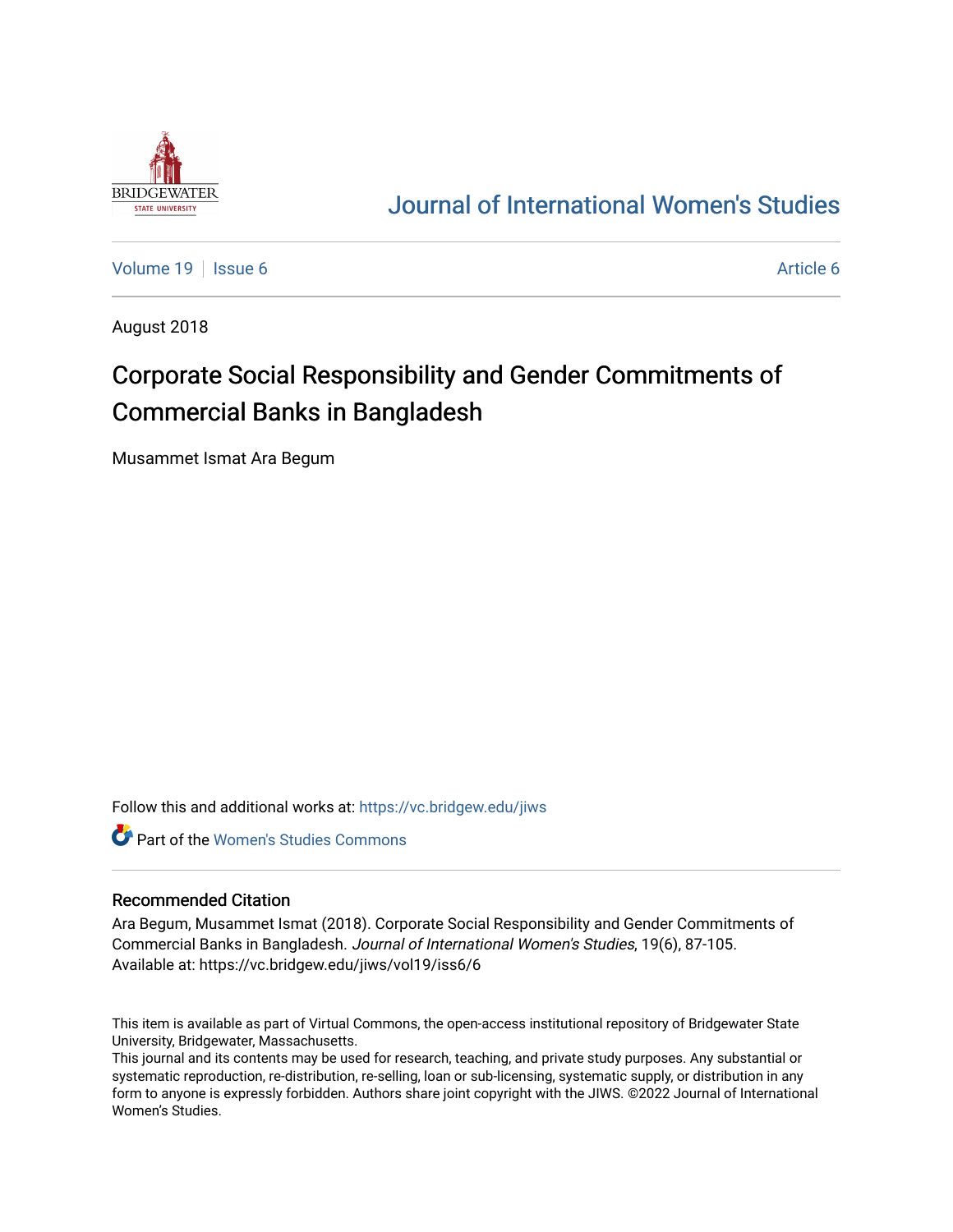# Journal of International Women's Studies

Volume 19 | Issue 6 | Article 6

August 2018

## Corporate Social Responsibility and Gender Commitments of Commercial Banks in Bangladesh

Musammet Ismat Ara Begum

Follow this and additional works at: https://vc.bridgew.edu/jiws

Part of the Women's Studies Commons

### Recommended Citation

Ara Begum, Musammet Ismat (2018). Corporate Social Responsibility and Gender Commitments of Commercial Banks in Bangladesh. *Journal of International Women's Studies*, 19(6), 87-105.
Available at: https://vc.bridgew.edu/jiws/vol19/iss6/6

This item is available as part of Virtual Commons, the open-access institutional repository of Bridgewater State University, Bridgewater, Massachusetts.
This journal and its contents may be used for research, teaching, and private study purposes. Any substantial or systematic reproduction, re-distribution, re-selling, loan or sub-licensing, systematic supply, or distribution in any form to anyone is expressly forbidden. Authors share joint copyright with the JIWS. ©2022 Journal of International Women's Studies.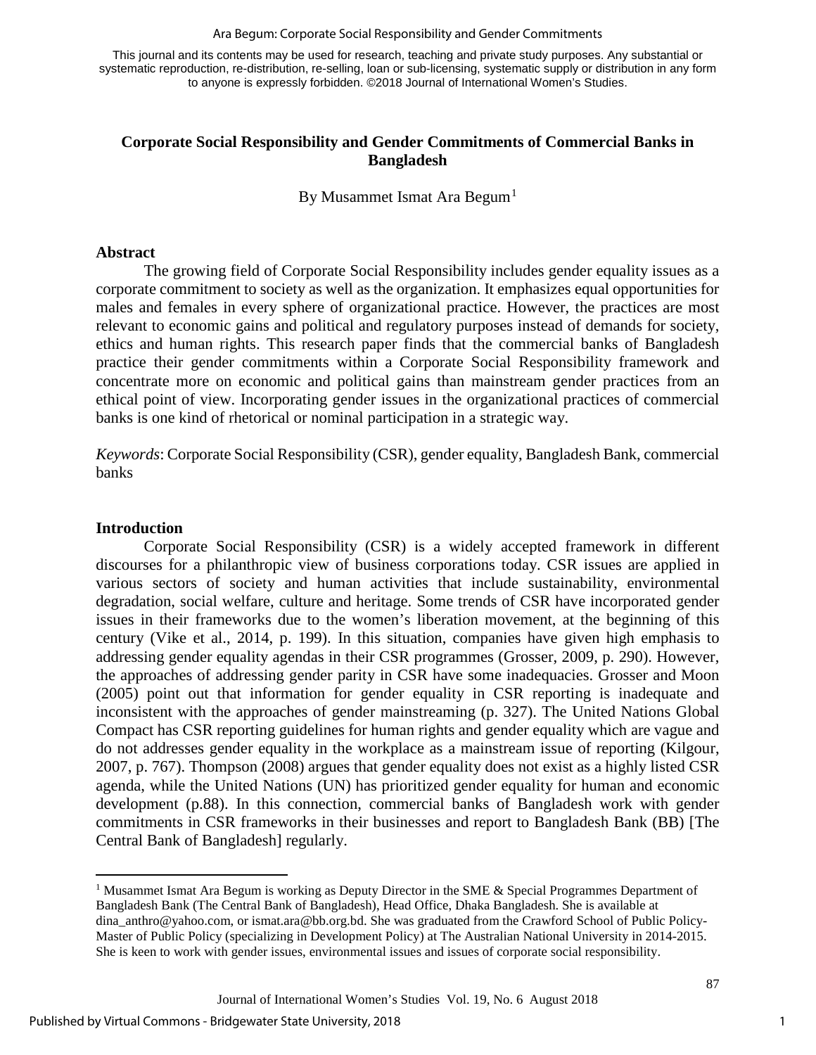This journal and its contents may be used for research, teaching and private study purposes. Any substantial or systematic reproduction, re-distribution, re-selling, loan or sub-licensing, systematic supply or distribution in any form to anyone is expressly forbidden. ©2018 Journal of International Women's Studies.

# Corporate Social Responsibility and Gender Commitments of Commercial Banks in Bangladesh

By Musammet Ismat Ara Begum[1]

## Abstract

The growing field of Corporate Social Responsibility includes gender equality issues as a corporate commitment to society as well as the organization. It emphasizes equal opportunities for males and females in every sphere of organizational practice. However, the practices are most relevant to economic gains and political and regulatory purposes instead of demands for society, ethics and human rights. This research paper finds that the commercial banks of Bangladesh practice their gender commitments within a Corporate Social Responsibility framework and concentrate more on economic and political gains than mainstream gender practices from an ethical point of view. Incorporating gender issues in the organizational practices of commercial banks is one kind of rhetorical or nominal participation in a strategic way.

*Keywords*: Corporate Social Responsibility (CSR), gender equality, Bangladesh Bank, commercial banks

## Introduction

Corporate Social Responsibility (CSR) is a widely accepted framework in different discourses for a philanthropic view of business corporations today. CSR issues are applied in various sectors of society and human activities that include sustainability, environmental degradation, social welfare, culture and heritage. Some trends of CSR have incorporated gender issues in their frameworks due to the women's liberation movement, at the beginning of this century (Vike et al., 2014, p. 199). In this situation, companies have given high emphasis to addressing gender equality agendas in their CSR programmes (Grosser, 2009, p. 290). However, the approaches of addressing gender parity in CSR have some inadequacies. Grosser and Moon (2005) point out that information for gender equality in CSR reporting is inadequate and inconsistent with the approaches of gender mainstreaming (p. 327). The United Nations Global Compact has CSR reporting guidelines for human rights and gender equality which are vague and do not addresses gender equality in the workplace as a mainstream issue of reporting (Kilgour, 2007, p. 767). Thompson (2008) argues that gender equality does not exist as a highly listed CSR agenda, while the United Nations (UN) has prioritized gender equality for human and economic development (p.88). In this connection, commercial banks of Bangladesh work with gender commitments in CSR frameworks in their businesses and report to Bangladesh Bank (BB) [The Central Bank of Bangladesh] regularly.

---

[1] Musammet Ismat Ara Begum is working as Deputy Director in the SME & Special Programmes Department of Bangladesh Bank (The Central Bank of Bangladesh), Head Office, Dhaka Bangladesh. She is available at dina_anthro@yahoo.com, or ismat.ara@bb.org.bd. She was graduated from the Crawford School of Public Policy-Master of Public Policy (specializing in Development Policy) at The Australian National University in 2014-2015. She is keen to work with gender issues, environmental issues and issues of corporate social responsibility.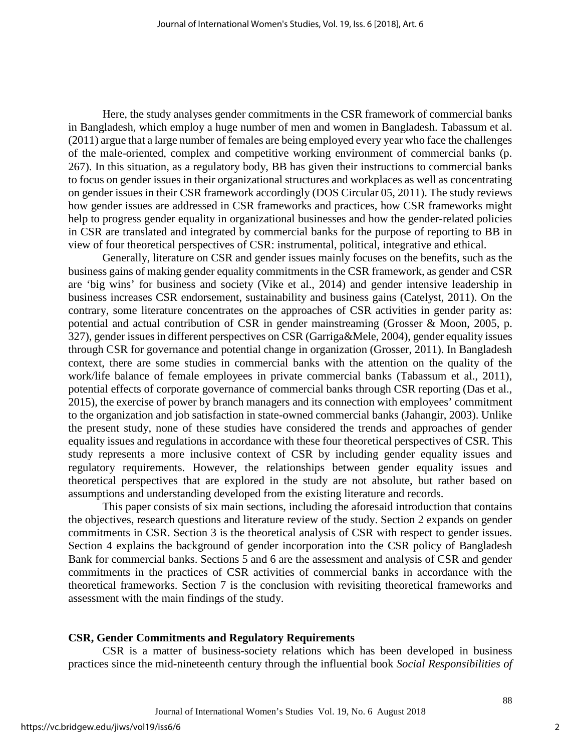Here, the study analyses gender commitments in the CSR framework of commercial banks in Bangladesh, which employ a huge number of men and women in Bangladesh. Tabassum et al. (2011) argue that a large number of females are being employed every year who face the challenges of the male-oriented, complex and competitive working environment of commercial banks (p. 267). In this situation, as a regulatory body, BB has given their instructions to commercial banks to focus on gender issues in their organizational structures and workplaces as well as concentrating on gender issues in their CSR framework accordingly (DOS Circular 05, 2011). The study reviews how gender issues are addressed in CSR frameworks and practices, how CSR frameworks might help to progress gender equality in organizational businesses and how the gender-related policies in CSR are translated and integrated by commercial banks for the purpose of reporting to BB in view of four theoretical perspectives of CSR: instrumental, political, integrative and ethical.

Generally, literature on CSR and gender issues mainly focuses on the benefits, such as the business gains of making gender equality commitments in the CSR framework, as gender and CSR are 'big wins' for business and society (Vike et al., 2014) and gender intensive leadership in business increases CSR endorsement, sustainability and business gains (Catelyst, 2011). On the contrary, some literature concentrates on the approaches of CSR activities in gender parity as: potential and actual contribution of CSR in gender mainstreaming (Grosser & Moon, 2005, p. 327), gender issues in different perspectives on CSR (Garriga&Mele, 2004), gender equality issues through CSR for governance and potential change in organization (Grosser, 2011). In Bangladesh context, there are some studies in commercial banks with the attention on the quality of the work/life balance of female employees in private commercial banks (Tabassum et al., 2011), potential effects of corporate governance of commercial banks through CSR reporting (Das et al., 2015), the exercise of power by branch managers and its connection with employees' commitment to the organization and job satisfaction in state-owned commercial banks (Jahangir, 2003). Unlike the present study, none of these studies have considered the trends and approaches of gender equality issues and regulations in accordance with these four theoretical perspectives of CSR. This study represents a more inclusive context of CSR by including gender equality issues and regulatory requirements. However, the relationships between gender equality issues and theoretical perspectives that are explored in the study are not absolute, but rather based on assumptions and understanding developed from the existing literature and records.

This paper consists of six main sections, including the aforesaid introduction that contains the objectives, research questions and literature review of the study. Section 2 expands on gender commitments in CSR. Section 3 is the theoretical analysis of CSR with respect to gender issues. Section 4 explains the background of gender incorporation into the CSR policy of Bangladesh Bank for commercial banks. Sections 5 and 6 are the assessment and analysis of CSR and gender commitments in the practices of CSR activities of commercial banks in accordance with the theoretical frameworks. Section 7 is the conclusion with revisiting theoretical frameworks and assessment with the main findings of the study.

## CSR, Gender Commitments and Regulatory Requirements

CSR is a matter of business-society relations which has been developed in business practices since the mid-nineteenth century through the influential book *Social Responsibilities of*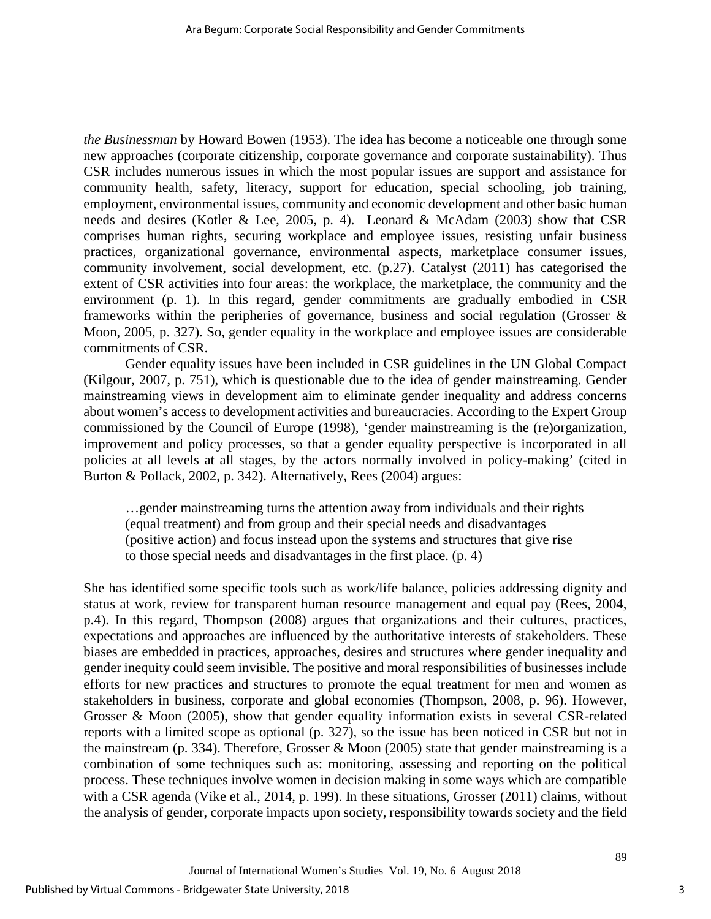*the Businessman* by Howard Bowen (1953). The idea has become a noticeable one through some new approaches (corporate citizenship, corporate governance and corporate sustainability). Thus CSR includes numerous issues in which the most popular issues are support and assistance for community health, safety, literacy, support for education, special schooling, job training, employment, environmental issues, community and economic development and other basic human needs and desires (Kotler & Lee, 2005, p. 4). Leonard & McAdam (2003) show that CSR comprises human rights, securing workplace and employee issues, resisting unfair business practices, organizational governance, environmental aspects, marketplace consumer issues, community involvement, social development, etc. (p.27). Catalyst (2011) has categorised the extent of CSR activities into four areas: the workplace, the marketplace, the community and the environment (p. 1). In this regard, gender commitments are gradually embodied in CSR frameworks within the peripheries of governance, business and social regulation (Grosser & Moon, 2005, p. 327). So, gender equality in the workplace and employee issues are considerable commitments of CSR.

Gender equality issues have been included in CSR guidelines in the UN Global Compact (Kilgour, 2007, p. 751), which is questionable due to the idea of gender mainstreaming. Gender mainstreaming views in development aim to eliminate gender inequality and address concerns about women's access to development activities and bureaucracies. According to the Expert Group commissioned by the Council of Europe (1998), 'gender mainstreaming is the (re)organization, improvement and policy processes, so that a gender equality perspective is incorporated in all policies at all levels at all stages, by the actors normally involved in policy-making' (cited in Burton & Pollack, 2002, p. 342). Alternatively, Rees (2004) argues:

> …gender mainstreaming turns the attention away from individuals and their rights (equal treatment) and from group and their special needs and disadvantages (positive action) and focus instead upon the systems and structures that give rise to those special needs and disadvantages in the first place. (p. 4)

She has identified some specific tools such as work/life balance, policies addressing dignity and status at work, review for transparent human resource management and equal pay (Rees, 2004, p.4). In this regard, Thompson (2008) argues that organizations and their cultures, practices, expectations and approaches are influenced by the authoritative interests of stakeholders. These biases are embedded in practices, approaches, desires and structures where gender inequality and gender inequity could seem invisible. The positive and moral responsibilities of businesses include efforts for new practices and structures to promote the equal treatment for men and women as stakeholders in business, corporate and global economies (Thompson, 2008, p. 96). However, Grosser & Moon (2005), show that gender equality information exists in several CSR-related reports with a limited scope as optional (p. 327), so the issue has been noticed in CSR but not in the mainstream (p. 334). Therefore, Grosser & Moon (2005) state that gender mainstreaming is a combination of some techniques such as: monitoring, assessing and reporting on the political process. These techniques involve women in decision making in some ways which are compatible with a CSR agenda (Vike et al., 2014, p. 199). In these situations, Grosser (2011) claims, without the analysis of gender, corporate impacts upon society, responsibility towards society and the field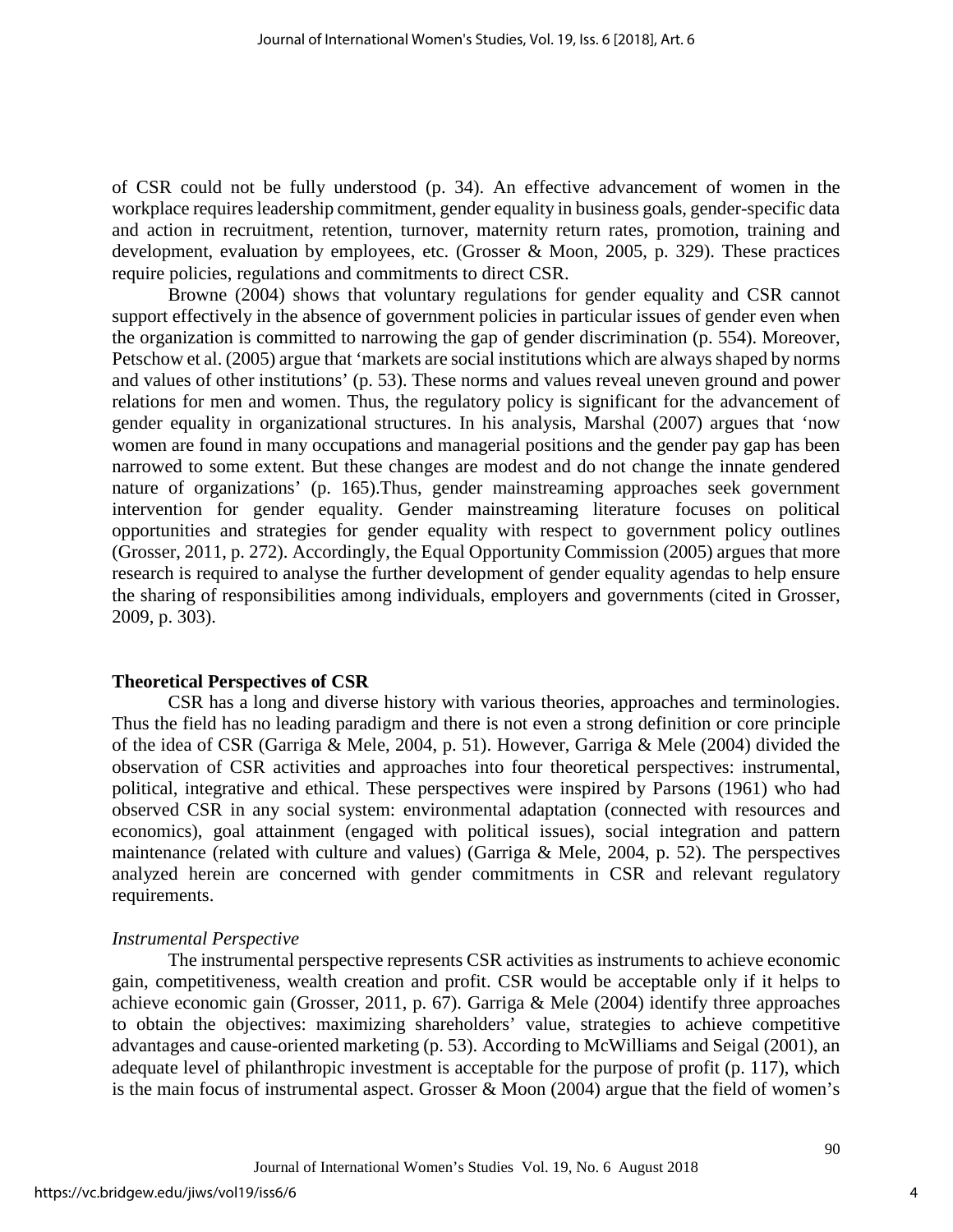of CSR could not be fully understood (p. 34). An effective advancement of women in the workplace requires leadership commitment, gender equality in business goals, gender-specific data and action in recruitment, retention, turnover, maternity return rates, promotion, training and development, evaluation by employees, etc. (Grosser & Moon, 2005, p. 329). These practices require policies, regulations and commitments to direct CSR.

Browne (2004) shows that voluntary regulations for gender equality and CSR cannot support effectively in the absence of government policies in particular issues of gender even when the organization is committed to narrowing the gap of gender discrimination (p. 554). Moreover, Petschow et al. (2005) argue that 'markets are social institutions which are always shaped by norms and values of other institutions' (p. 53). These norms and values reveal uneven ground and power relations for men and women. Thus, the regulatory policy is significant for the advancement of gender equality in organizational structures. In his analysis, Marshal (2007) argues that 'now women are found in many occupations and managerial positions and the gender pay gap has been narrowed to some extent. But these changes are modest and do not change the innate gendered nature of organizations' (p. 165).Thus, gender mainstreaming approaches seek government intervention for gender equality. Gender mainstreaming literature focuses on political opportunities and strategies for gender equality with respect to government policy outlines (Grosser, 2011, p. 272). Accordingly, the Equal Opportunity Commission (2005) argues that more research is required to analyse the further development of gender equality agendas to help ensure the sharing of responsibilities among individuals, employers and governments (cited in Grosser, 2009, p. 303).

## Theoretical Perspectives of CSR

CSR has a long and diverse history with various theories, approaches and terminologies. Thus the field has no leading paradigm and there is not even a strong definition or core principle of the idea of CSR (Garriga & Mele, 2004, p. 51). However, Garriga & Mele (2004) divided the observation of CSR activities and approaches into four theoretical perspectives: instrumental, political, integrative and ethical. These perspectives were inspired by Parsons (1961) who had observed CSR in any social system: environmental adaptation (connected with resources and economics), goal attainment (engaged with political issues), social integration and pattern maintenance (related with culture and values) (Garriga & Mele, 2004, p. 52). The perspectives analyzed herein are concerned with gender commitments in CSR and relevant regulatory requirements.

### *Instrumental Perspective*

The instrumental perspective represents CSR activities as instruments to achieve economic gain, competitiveness, wealth creation and profit. CSR would be acceptable only if it helps to achieve economic gain (Grosser, 2011, p. 67). Garriga & Mele (2004) identify three approaches to obtain the objectives: maximizing shareholders' value, strategies to achieve competitive advantages and cause-oriented marketing (p. 53). According to McWilliams and Seigal (2001), an adequate level of philanthropic investment is acceptable for the purpose of profit (p. 117), which is the main focus of instrumental aspect. Grosser & Moon (2004) argue that the field of women's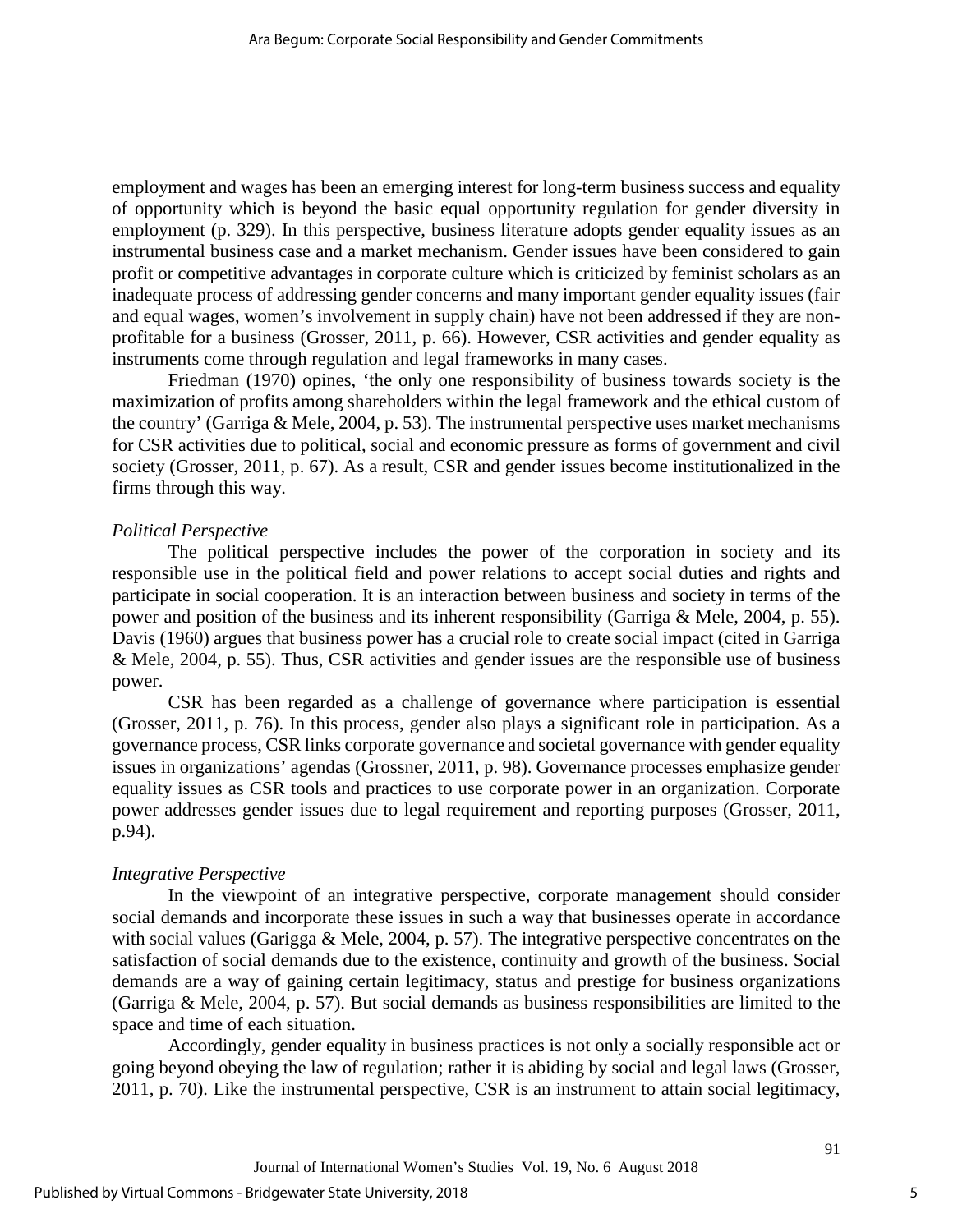employment and wages has been an emerging interest for long-term business success and equality of opportunity which is beyond the basic equal opportunity regulation for gender diversity in employment (p. 329). In this perspective, business literature adopts gender equality issues as an instrumental business case and a market mechanism. Gender issues have been considered to gain profit or competitive advantages in corporate culture which is criticized by feminist scholars as an inadequate process of addressing gender concerns and many important gender equality issues (fair and equal wages, women's involvement in supply chain) have not been addressed if they are non-profitable for a business (Grosser, 2011, p. 66). However, CSR activities and gender equality as instruments come through regulation and legal frameworks in many cases.

Friedman (1970) opines, 'the only one responsibility of business towards society is the maximization of profits among shareholders within the legal framework and the ethical custom of the country' (Garriga & Mele, 2004, p. 53). The instrumental perspective uses market mechanisms for CSR activities due to political, social and economic pressure as forms of government and civil society (Grosser, 2011, p. 67). As a result, CSR and gender issues become institutionalized in the firms through this way.

*Political Perspective*

The political perspective includes the power of the corporation in society and its responsible use in the political field and power relations to accept social duties and rights and participate in social cooperation. It is an interaction between business and society in terms of the power and position of the business and its inherent responsibility (Garriga & Mele, 2004, p. 55). Davis (1960) argues that business power has a crucial role to create social impact (cited in Garriga & Mele, 2004, p. 55). Thus, CSR activities and gender issues are the responsible use of business power.

CSR has been regarded as a challenge of governance where participation is essential (Grosser, 2011, p. 76). In this process, gender also plays a significant role in participation. As a governance process, CSR links corporate governance and societal governance with gender equality issues in organizations' agendas (Grossner, 2011, p. 98). Governance processes emphasize gender equality issues as CSR tools and practices to use corporate power in an organization. Corporate power addresses gender issues due to legal requirement and reporting purposes (Grosser, 2011, p.94).

*Integrative Perspective*

In the viewpoint of an integrative perspective, corporate management should consider social demands and incorporate these issues in such a way that businesses operate in accordance with social values (Garigga & Mele, 2004, p. 57). The integrative perspective concentrates on the satisfaction of social demands due to the existence, continuity and growth of the business. Social demands are a way of gaining certain legitimacy, status and prestige for business organizations (Garriga & Mele, 2004, p. 57). But social demands as business responsibilities are limited to the space and time of each situation.

Accordingly, gender equality in business practices is not only a socially responsible act or going beyond obeying the law of regulation; rather it is abiding by social and legal laws (Grosser, 2011, p. 70). Like the instrumental perspective, CSR is an instrument to attain social legitimacy,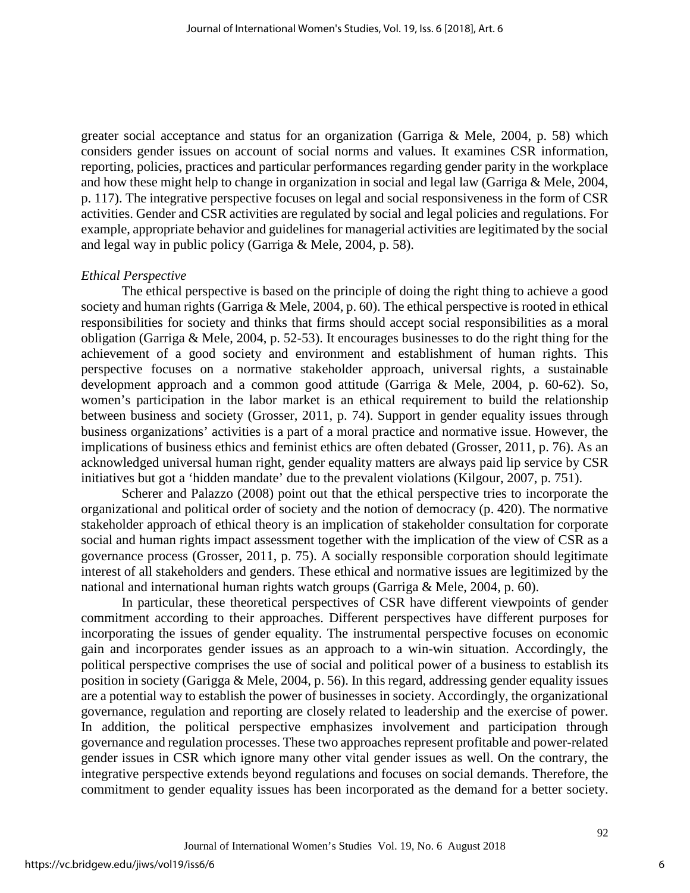greater social acceptance and status for an organization (Garriga & Mele, 2004, p. 58) which considers gender issues on account of social norms and values. It examines CSR information, reporting, policies, practices and particular performances regarding gender parity in the workplace and how these might help to change in organization in social and legal law (Garriga & Mele, 2004, p. 117). The integrative perspective focuses on legal and social responsiveness in the form of CSR activities. Gender and CSR activities are regulated by social and legal policies and regulations. For example, appropriate behavior and guidelines for managerial activities are legitimated by the social and legal way in public policy (Garriga & Mele, 2004, p. 58).

*Ethical Perspective*

The ethical perspective is based on the principle of doing the right thing to achieve a good society and human rights (Garriga & Mele, 2004, p. 60). The ethical perspective is rooted in ethical responsibilities for society and thinks that firms should accept social responsibilities as a moral obligation (Garriga & Mele, 2004, p. 52-53). It encourages businesses to do the right thing for the achievement of a good society and environment and establishment of human rights. This perspective focuses on a normative stakeholder approach, universal rights, a sustainable development approach and a common good attitude (Garriga & Mele, 2004, p. 60-62). So, women's participation in the labor market is an ethical requirement to build the relationship between business and society (Grosser, 2011, p. 74). Support in gender equality issues through business organizations' activities is a part of a moral practice and normative issue. However, the implications of business ethics and feminist ethics are often debated (Grosser, 2011, p. 76). As an acknowledged universal human right, gender equality matters are always paid lip service by CSR initiatives but got a 'hidden mandate' due to the prevalent violations (Kilgour, 2007, p. 751).

Scherer and Palazzo (2008) point out that the ethical perspective tries to incorporate the organizational and political order of society and the notion of democracy (p. 420). The normative stakeholder approach of ethical theory is an implication of stakeholder consultation for corporate social and human rights impact assessment together with the implication of the view of CSR as a governance process (Grosser, 2011, p. 75). A socially responsible corporation should legitimate interest of all stakeholders and genders. These ethical and normative issues are legitimized by the national and international human rights watch groups (Garriga & Mele, 2004, p. 60).

In particular, these theoretical perspectives of CSR have different viewpoints of gender commitment according to their approaches. Different perspectives have different purposes for incorporating the issues of gender equality. The instrumental perspective focuses on economic gain and incorporates gender issues as an approach to a win-win situation. Accordingly, the political perspective comprises the use of social and political power of a business to establish its position in society (Garigga & Mele, 2004, p. 56). In this regard, addressing gender equality issues are a potential way to establish the power of businesses in society. Accordingly, the organizational governance, regulation and reporting are closely related to leadership and the exercise of power. In addition, the political perspective emphasizes involvement and participation through governance and regulation processes. These two approaches represent profitable and power-related gender issues in CSR which ignore many other vital gender issues as well. On the contrary, the integrative perspective extends beyond regulations and focuses on social demands. Therefore, the commitment to gender equality issues has been incorporated as the demand for a better society.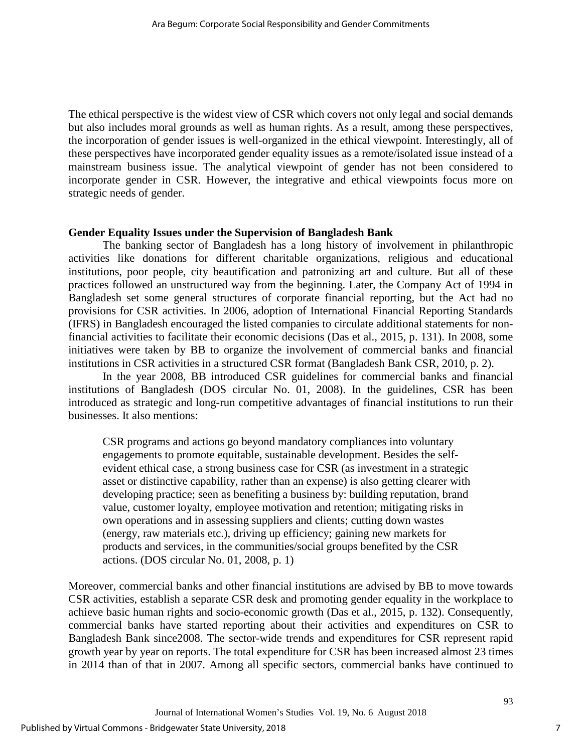The ethical perspective is the widest view of CSR which covers not only legal and social demands but also includes moral grounds as well as human rights. As a result, among these perspectives, the incorporation of gender issues is well-organized in the ethical viewpoint. Interestingly, all of these perspectives have incorporated gender equality issues as a remote/isolated issue instead of a mainstream business issue. The analytical viewpoint of gender has not been considered to incorporate gender in CSR. However, the integrative and ethical viewpoints focus more on strategic needs of gender.

**Gender Equality Issues under the Supervision of Bangladesh Bank**

The banking sector of Bangladesh has a long history of involvement in philanthropic activities like donations for different charitable organizations, religious and educational institutions, poor people, city beautification and patronizing art and culture. But all of these practices followed an unstructured way from the beginning. Later, the Company Act of 1994 in Bangladesh set some general structures of corporate financial reporting, but the Act had no provisions for CSR activities. In 2006, adoption of International Financial Reporting Standards (IFRS) in Bangladesh encouraged the listed companies to circulate additional statements for non-financial activities to facilitate their economic decisions (Das et al., 2015, p. 131). In 2008, some initiatives were taken by BB to organize the involvement of commercial banks and financial institutions in CSR activities in a structured CSR format (Bangladesh Bank CSR, 2010, p. 2).

In the year 2008, BB introduced CSR guidelines for commercial banks and financial institutions of Bangladesh (DOS circular No. 01, 2008). In the guidelines, CSR has been introduced as strategic and long-run competitive advantages of financial institutions to run their businesses. It also mentions:

> CSR programs and actions go beyond mandatory compliances into voluntary engagements to promote equitable, sustainable development. Besides the self-evident ethical case, a strong business case for CSR (as investment in a strategic asset or distinctive capability, rather than an expense) is also getting clearer with developing practice; seen as benefiting a business by: building reputation, brand value, customer loyalty, employee motivation and retention; mitigating risks in own operations and in assessing suppliers and clients; cutting down wastes (energy, raw materials etc.), driving up efficiency; gaining new markets for products and services, in the communities/social groups benefited by the CSR actions. (DOS circular No. 01, 2008, p. 1)

Moreover, commercial banks and other financial institutions are advised by BB to move towards CSR activities, establish a separate CSR desk and promoting gender equality in the workplace to achieve basic human rights and socio-economic growth (Das et al., 2015, p. 132). Consequently, commercial banks have started reporting about their activities and expenditures on CSR to Bangladesh Bank since2008. The sector-wide trends and expenditures for CSR represent rapid growth year by year on reports. The total expenditure for CSR has been increased almost 23 times in 2014 than of that in 2007. Among all specific sectors, commercial banks have continued to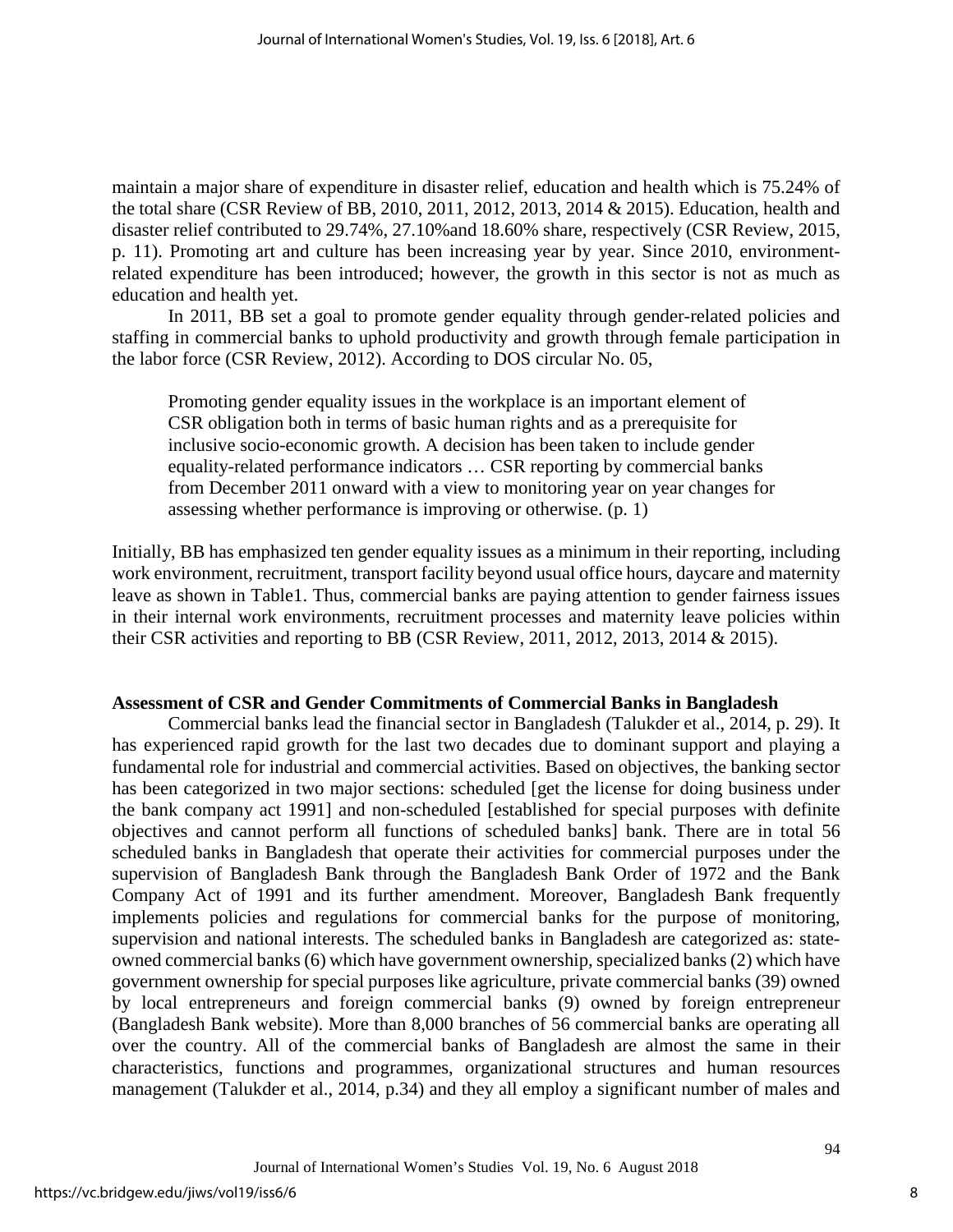maintain a major share of expenditure in disaster relief, education and health which is 75.24% of the total share (CSR Review of BB, 2010, 2011, 2012, 2013, 2014 & 2015). Education, health and disaster relief contributed to 29.74%, 27.10%and 18.60% share, respectively (CSR Review, 2015, p. 11). Promoting art and culture has been increasing year by year. Since 2010, environment-related expenditure has been introduced; however, the growth in this sector is not as much as education and health yet.

In 2011, BB set a goal to promote gender equality through gender-related policies and staffing in commercial banks to uphold productivity and growth through female participation in the labor force (CSR Review, 2012). According to DOS circular No. 05,

> Promoting gender equality issues in the workplace is an important element of CSR obligation both in terms of basic human rights and as a prerequisite for inclusive socio-economic growth. A decision has been taken to include gender equality-related performance indicators … CSR reporting by commercial banks from December 2011 onward with a view to monitoring year on year changes for assessing whether performance is improving or otherwise. (p. 1)

Initially, BB has emphasized ten gender equality issues as a minimum in their reporting, including work environment, recruitment, transport facility beyond usual office hours, daycare and maternity leave as shown in Table1. Thus, commercial banks are paying attention to gender fairness issues in their internal work environments, recruitment processes and maternity leave policies within their CSR activities and reporting to BB (CSR Review, 2011, 2012, 2013, 2014 & 2015).

**Assessment of CSR and Gender Commitments of Commercial Banks in Bangladesh**

Commercial banks lead the financial sector in Bangladesh (Talukder et al., 2014, p. 29). It has experienced rapid growth for the last two decades due to dominant support and playing a fundamental role for industrial and commercial activities. Based on objectives, the banking sector has been categorized in two major sections: scheduled [get the license for doing business under the bank company act 1991] and non-scheduled [established for special purposes with definite objectives and cannot perform all functions of scheduled banks] bank. There are in total 56 scheduled banks in Bangladesh that operate their activities for commercial purposes under the supervision of Bangladesh Bank through the Bangladesh Bank Order of 1972 and the Bank Company Act of 1991 and its further amendment. Moreover, Bangladesh Bank frequently implements policies and regulations for commercial banks for the purpose of monitoring, supervision and national interests. The scheduled banks in Bangladesh are categorized as: state-owned commercial banks (6) which have government ownership, specialized banks (2) which have government ownership for special purposes like agriculture, private commercial banks (39) owned by local entrepreneurs and foreign commercial banks (9) owned by foreign entrepreneur (Bangladesh Bank website). More than 8,000 branches of 56 commercial banks are operating all over the country. All of the commercial banks of Bangladesh are almost the same in their characteristics, functions and programmes, organizational structures and human resources management (Talukder et al., 2014, p.34) and they all employ a significant number of males and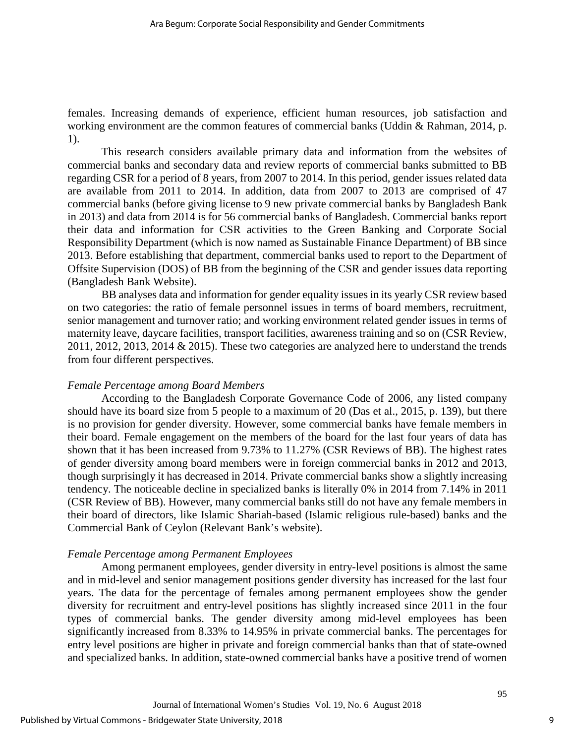females. Increasing demands of experience, efficient human resources, job satisfaction and working environment are the common features of commercial banks (Uddin & Rahman, 2014, p. 1).

This research considers available primary data and information from the websites of commercial banks and secondary data and review reports of commercial banks submitted to BB regarding CSR for a period of 8 years, from 2007 to 2014. In this period, gender issues related data are available from 2011 to 2014. In addition, data from 2007 to 2013 are comprised of 47 commercial banks (before giving license to 9 new private commercial banks by Bangladesh Bank in 2013) and data from 2014 is for 56 commercial banks of Bangladesh. Commercial banks report their data and information for CSR activities to the Green Banking and Corporate Social Responsibility Department (which is now named as Sustainable Finance Department) of BB since 2013. Before establishing that department, commercial banks used to report to the Department of Offsite Supervision (DOS) of BB from the beginning of the CSR and gender issues data reporting (Bangladesh Bank Website).

BB analyses data and information for gender equality issues in its yearly CSR review based on two categories: the ratio of female personnel issues in terms of board members, recruitment, senior management and turnover ratio; and working environment related gender issues in terms of maternity leave, daycare facilities, transport facilities, awareness training and so on (CSR Review, 2011, 2012, 2013, 2014 & 2015). These two categories are analyzed here to understand the trends from four different perspectives.

*Female Percentage among Board Members*

According to the Bangladesh Corporate Governance Code of 2006, any listed company should have its board size from 5 people to a maximum of 20 (Das et al., 2015, p. 139), but there is no provision for gender diversity. However, some commercial banks have female members in their board. Female engagement on the members of the board for the last four years of data has shown that it has been increased from 9.73% to 11.27% (CSR Reviews of BB). The highest rates of gender diversity among board members were in foreign commercial banks in 2012 and 2013, though surprisingly it has decreased in 2014. Private commercial banks show a slightly increasing tendency. The noticeable decline in specialized banks is literally 0% in 2014 from 7.14% in 2011 (CSR Review of BB). However, many commercial banks still do not have any female members in their board of directors, like Islamic Shariah-based (Islamic religious rule-based) banks and the Commercial Bank of Ceylon (Relevant Bank's website).

*Female Percentage among Permanent Employees*

Among permanent employees, gender diversity in entry-level positions is almost the same and in mid-level and senior management positions gender diversity has increased for the last four years. The data for the percentage of females among permanent employees show the gender diversity for recruitment and entry-level positions has slightly increased since 2011 in the four types of commercial banks. The gender diversity among mid-level employees has been significantly increased from 8.33% to 14.95% in private commercial banks. The percentages for entry level positions are higher in private and foreign commercial banks than that of state-owned and specialized banks. In addition, state-owned commercial banks have a positive trend of women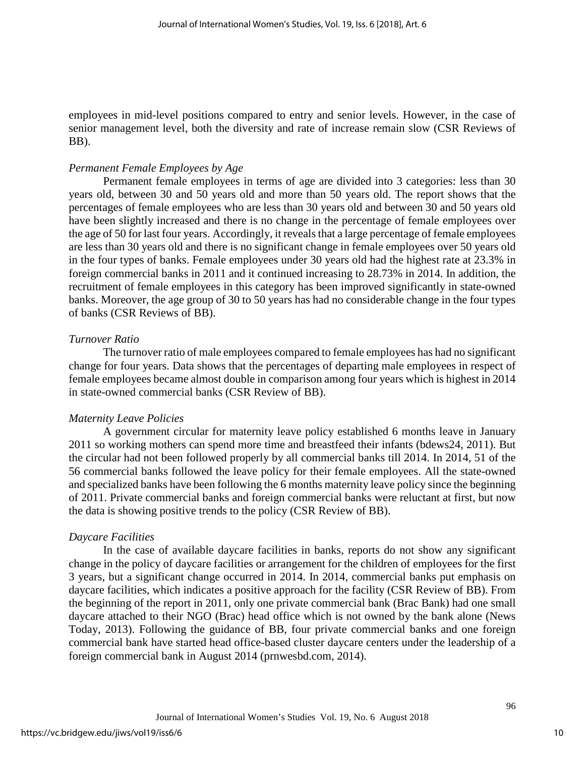employees in mid-level positions compared to entry and senior levels. However, in the case of senior management level, both the diversity and rate of increase remain slow (CSR Reviews of BB).

*Permanent Female Employees by Age*

Permanent female employees in terms of age are divided into 3 categories: less than 30 years old, between 30 and 50 years old and more than 50 years old. The report shows that the percentages of female employees who are less than 30 years old and between 30 and 50 years old have been slightly increased and there is no change in the percentage of female employees over the age of 50 for last four years. Accordingly, it reveals that a large percentage of female employees are less than 30 years old and there is no significant change in female employees over 50 years old in the four types of banks. Female employees under 30 years old had the highest rate at 23.3% in foreign commercial banks in 2011 and it continued increasing to 28.73% in 2014. In addition, the recruitment of female employees in this category has been improved significantly in state-owned banks. Moreover, the age group of 30 to 50 years has had no considerable change in the four types of banks (CSR Reviews of BB).

*Turnover Ratio*

The turnover ratio of male employees compared to female employees has had no significant change for four years. Data shows that the percentages of departing male employees in respect of female employees became almost double in comparison among four years which is highest in 2014 in state-owned commercial banks (CSR Review of BB).

*Maternity Leave Policies*

A government circular for maternity leave policy established 6 months leave in January 2011 so working mothers can spend more time and breastfeed their infants (bdews24, 2011). But the circular had not been followed properly by all commercial banks till 2014. In 2014, 51 of the 56 commercial banks followed the leave policy for their female employees. All the state-owned and specialized banks have been following the 6 months maternity leave policy since the beginning of 2011. Private commercial banks and foreign commercial banks were reluctant at first, but now the data is showing positive trends to the policy (CSR Review of BB).

*Daycare Facilities*

In the case of available daycare facilities in banks, reports do not show any significant change in the policy of daycare facilities or arrangement for the children of employees for the first 3 years, but a significant change occurred in 2014. In 2014, commercial banks put emphasis on daycare facilities, which indicates a positive approach for the facility (CSR Review of BB). From the beginning of the report in 2011, only one private commercial bank (Brac Bank) had one small daycare attached to their NGO (Brac) head office which is not owned by the bank alone (News Today, 2013). Following the guidance of BB, four private commercial banks and one foreign commercial bank have started head office-based cluster daycare centers under the leadership of a foreign commercial bank in August 2014 (prnwesbd.com, 2014).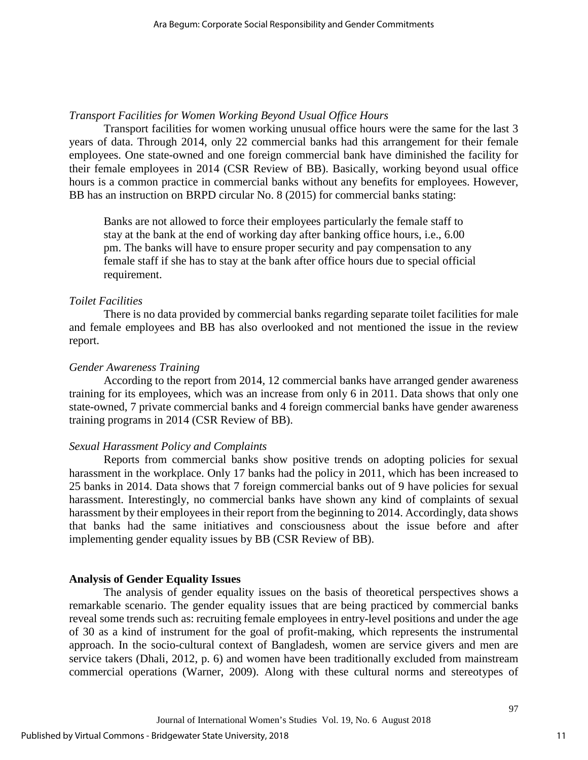*Transport Facilities for Women Working Beyond Usual Office Hours*

Transport facilities for women working unusual office hours were the same for the last 3 years of data. Through 2014, only 22 commercial banks had this arrangement for their female employees. One state-owned and one foreign commercial bank have diminished the facility for their female employees in 2014 (CSR Review of BB). Basically, working beyond usual office hours is a common practice in commercial banks without any benefits for employees. However, BB has an instruction on BRPD circular No. 8 (2015) for commercial banks stating:

> Banks are not allowed to force their employees particularly the female staff to stay at the bank at the end of working day after banking office hours, i.e., 6.00 pm. The banks will have to ensure proper security and pay compensation to any female staff if she has to stay at the bank after office hours due to special official requirement.

*Toilet Facilities*

There is no data provided by commercial banks regarding separate toilet facilities for male and female employees and BB has also overlooked and not mentioned the issue in the review report.

*Gender Awareness Training*

According to the report from 2014, 12 commercial banks have arranged gender awareness training for its employees, which was an increase from only 6 in 2011. Data shows that only one state-owned, 7 private commercial banks and 4 foreign commercial banks have gender awareness training programs in 2014 (CSR Review of BB).

*Sexual Harassment Policy and Complaints*

Reports from commercial banks show positive trends on adopting policies for sexual harassment in the workplace. Only 17 banks had the policy in 2011, which has been increased to 25 banks in 2014. Data shows that 7 foreign commercial banks out of 9 have policies for sexual harassment. Interestingly, no commercial banks have shown any kind of complaints of sexual harassment by their employees in their report from the beginning to 2014. Accordingly, data shows that banks had the same initiatives and consciousness about the issue before and after implementing gender equality issues by BB (CSR Review of BB).

**Analysis of Gender Equality Issues**

The analysis of gender equality issues on the basis of theoretical perspectives shows a remarkable scenario. The gender equality issues that are being practiced by commercial banks reveal some trends such as: recruiting female employees in entry-level positions and under the age of 30 as a kind of instrument for the goal of profit-making, which represents the instrumental approach. In the socio-cultural context of Bangladesh, women are service givers and men are service takers (Dhali, 2012, p. 6) and women have been traditionally excluded from mainstream commercial operations (Warner, 2009). Along with these cultural norms and stereotypes of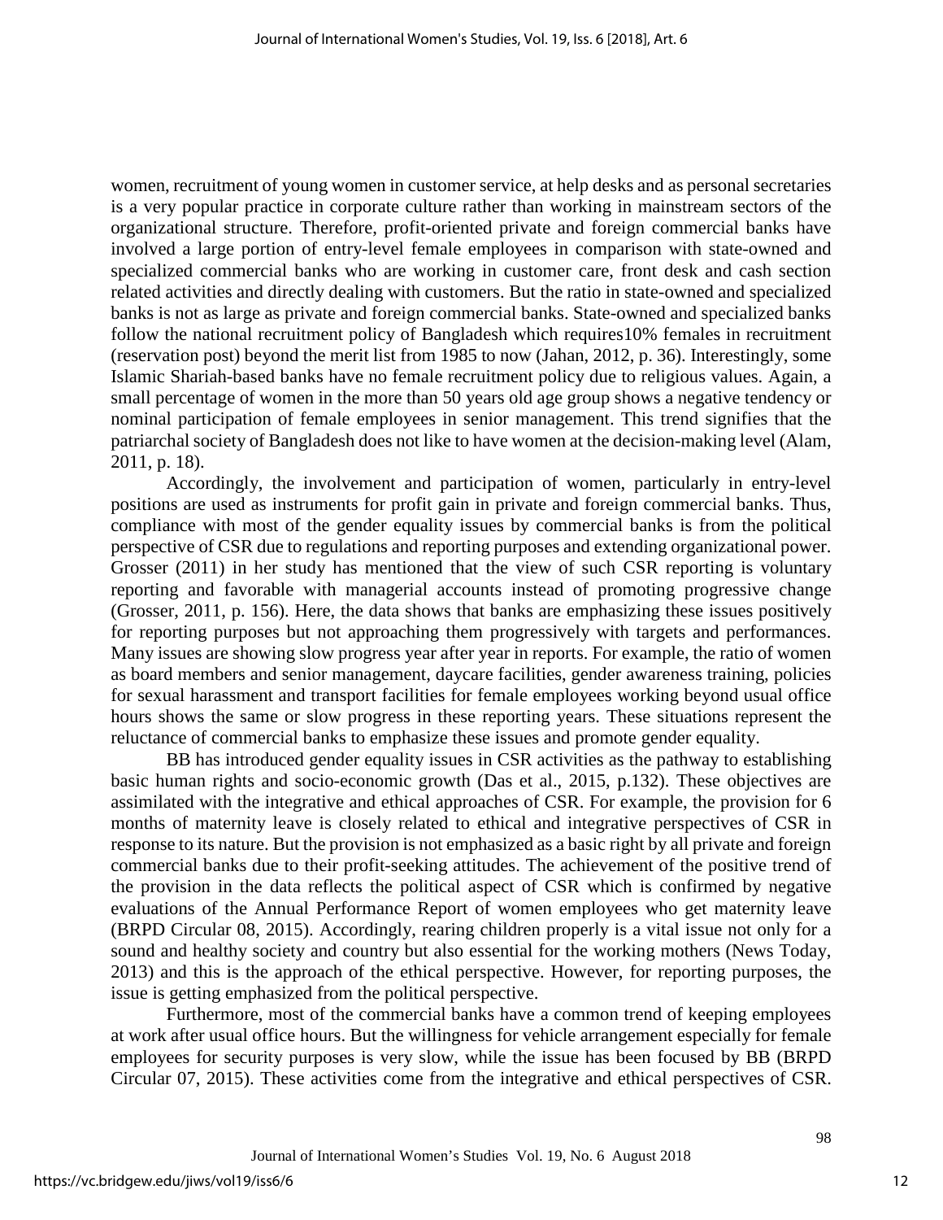women, recruitment of young women in customer service, at help desks and as personal secretaries is a very popular practice in corporate culture rather than working in mainstream sectors of the organizational structure. Therefore, profit-oriented private and foreign commercial banks have involved a large portion of entry-level female employees in comparison with state-owned and specialized commercial banks who are working in customer care, front desk and cash section related activities and directly dealing with customers. But the ratio in state-owned and specialized banks is not as large as private and foreign commercial banks. State-owned and specialized banks follow the national recruitment policy of Bangladesh which requires10% females in recruitment (reservation post) beyond the merit list from 1985 to now (Jahan, 2012, p. 36). Interestingly, some Islamic Shariah-based banks have no female recruitment policy due to religious values. Again, a small percentage of women in the more than 50 years old age group shows a negative tendency or nominal participation of female employees in senior management. This trend signifies that the patriarchal society of Bangladesh does not like to have women at the decision-making level (Alam, 2011, p. 18).

Accordingly, the involvement and participation of women, particularly in entry-level positions are used as instruments for profit gain in private and foreign commercial banks. Thus, compliance with most of the gender equality issues by commercial banks is from the political perspective of CSR due to regulations and reporting purposes and extending organizational power. Grosser (2011) in her study has mentioned that the view of such CSR reporting is voluntary reporting and favorable with managerial accounts instead of promoting progressive change (Grosser, 2011, p. 156). Here, the data shows that banks are emphasizing these issues positively for reporting purposes but not approaching them progressively with targets and performances. Many issues are showing slow progress year after year in reports. For example, the ratio of women as board members and senior management, daycare facilities, gender awareness training, policies for sexual harassment and transport facilities for female employees working beyond usual office hours shows the same or slow progress in these reporting years. These situations represent the reluctance of commercial banks to emphasize these issues and promote gender equality.

BB has introduced gender equality issues in CSR activities as the pathway to establishing basic human rights and socio-economic growth (Das et al., 2015, p.132). These objectives are assimilated with the integrative and ethical approaches of CSR. For example, the provision for 6 months of maternity leave is closely related to ethical and integrative perspectives of CSR in response to its nature. But the provision is not emphasized as a basic right by all private and foreign commercial banks due to their profit-seeking attitudes. The achievement of the positive trend of the provision in the data reflects the political aspect of CSR which is confirmed by negative evaluations of the Annual Performance Report of women employees who get maternity leave (BRPD Circular 08, 2015). Accordingly, rearing children properly is a vital issue not only for a sound and healthy society and country but also essential for the working mothers (News Today, 2013) and this is the approach of the ethical perspective. However, for reporting purposes, the issue is getting emphasized from the political perspective.

Furthermore, most of the commercial banks have a common trend of keeping employees at work after usual office hours. But the willingness for vehicle arrangement especially for female employees for security purposes is very slow, while the issue has been focused by BB (BRPD Circular 07, 2015). These activities come from the integrative and ethical perspectives of CSR.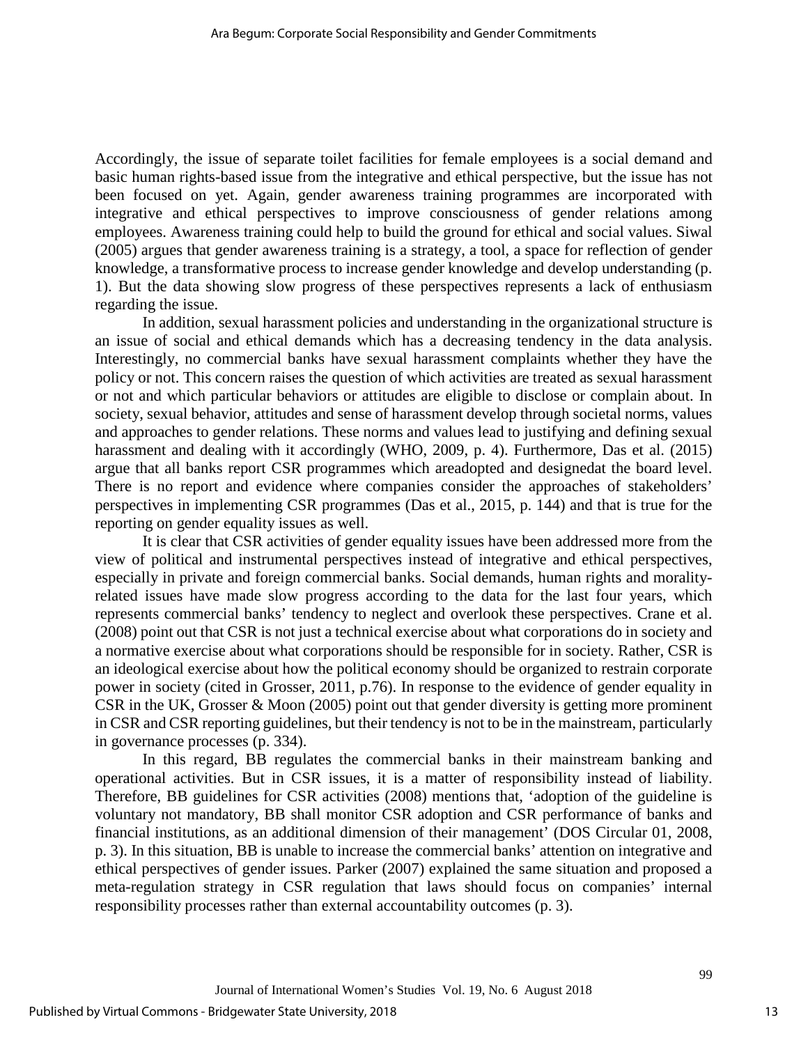Accordingly, the issue of separate toilet facilities for female employees is a social demand and basic human rights-based issue from the integrative and ethical perspective, but the issue has not been focused on yet. Again, gender awareness training programmes are incorporated with integrative and ethical perspectives to improve consciousness of gender relations among employees. Awareness training could help to build the ground for ethical and social values. Siwal (2005) argues that gender awareness training is a strategy, a tool, a space for reflection of gender knowledge, a transformative process to increase gender knowledge and develop understanding (p. 1). But the data showing slow progress of these perspectives represents a lack of enthusiasm regarding the issue.

In addition, sexual harassment policies and understanding in the organizational structure is an issue of social and ethical demands which has a decreasing tendency in the data analysis. Interestingly, no commercial banks have sexual harassment complaints whether they have the policy or not. This concern raises the question of which activities are treated as sexual harassment or not and which particular behaviors or attitudes are eligible to disclose or complain about. In society, sexual behavior, attitudes and sense of harassment develop through societal norms, values and approaches to gender relations. These norms and values lead to justifying and defining sexual harassment and dealing with it accordingly (WHO, 2009, p. 4). Furthermore, Das et al. (2015) argue that all banks report CSR programmes which areadopted and designedat the board level. There is no report and evidence where companies consider the approaches of stakeholders' perspectives in implementing CSR programmes (Das et al., 2015, p. 144) and that is true for the reporting on gender equality issues as well.

It is clear that CSR activities of gender equality issues have been addressed more from the view of political and instrumental perspectives instead of integrative and ethical perspectives, especially in private and foreign commercial banks. Social demands, human rights and morality-related issues have made slow progress according to the data for the last four years, which represents commercial banks' tendency to neglect and overlook these perspectives. Crane et al. (2008) point out that CSR is not just a technical exercise about what corporations do in society and a normative exercise about what corporations should be responsible for in society. Rather, CSR is an ideological exercise about how the political economy should be organized to restrain corporate power in society (cited in Grosser, 2011, p.76). In response to the evidence of gender equality in CSR in the UK, Grosser & Moon (2005) point out that gender diversity is getting more prominent in CSR and CSR reporting guidelines, but their tendency is not to be in the mainstream, particularly in governance processes (p. 334).

In this regard, BB regulates the commercial banks in their mainstream banking and operational activities. But in CSR issues, it is a matter of responsibility instead of liability. Therefore, BB guidelines for CSR activities (2008) mentions that, 'adoption of the guideline is voluntary not mandatory, BB shall monitor CSR adoption and CSR performance of banks and financial institutions, as an additional dimension of their management' (DOS Circular 01, 2008, p. 3). In this situation, BB is unable to increase the commercial banks' attention on integrative and ethical perspectives of gender issues. Parker (2007) explained the same situation and proposed a meta-regulation strategy in CSR regulation that laws should focus on companies' internal responsibility processes rather than external accountability outcomes (p. 3).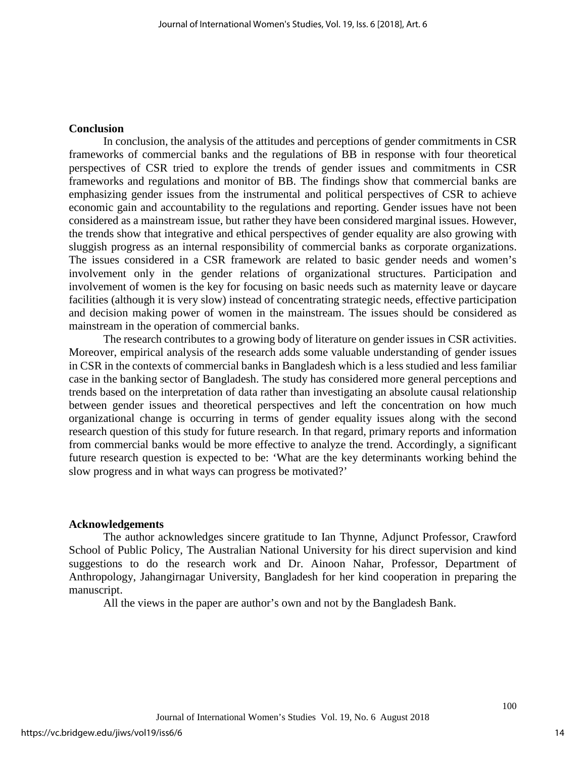**Conclusion**

In conclusion, the analysis of the attitudes and perceptions of gender commitments in CSR frameworks of commercial banks and the regulations of BB in response with four theoretical perspectives of CSR tried to explore the trends of gender issues and commitments in CSR frameworks and regulations and monitor of BB. The findings show that commercial banks are emphasizing gender issues from the instrumental and political perspectives of CSR to achieve economic gain and accountability to the regulations and reporting. Gender issues have not been considered as a mainstream issue, but rather they have been considered marginal issues. However, the trends show that integrative and ethical perspectives of gender equality are also growing with sluggish progress as an internal responsibility of commercial banks as corporate organizations. The issues considered in a CSR framework are related to basic gender needs and women's involvement only in the gender relations of organizational structures. Participation and involvement of women is the key for focusing on basic needs such as maternity leave or daycare facilities (although it is very slow) instead of concentrating strategic needs, effective participation and decision making power of women in the mainstream. The issues should be considered as mainstream in the operation of commercial banks.

The research contributes to a growing body of literature on gender issues in CSR activities. Moreover, empirical analysis of the research adds some valuable understanding of gender issues in CSR in the contexts of commercial banks in Bangladesh which is a less studied and less familiar case in the banking sector of Bangladesh. The study has considered more general perceptions and trends based on the interpretation of data rather than investigating an absolute causal relationship between gender issues and theoretical perspectives and left the concentration on how much organizational change is occurring in terms of gender equality issues along with the second research question of this study for future research. In that regard, primary reports and information from commercial banks would be more effective to analyze the trend. Accordingly, a significant future research question is expected to be: 'What are the key determinants working behind the slow progress and in what ways can progress be motivated?'

**Acknowledgements**

The author acknowledges sincere gratitude to Ian Thynne, Adjunct Professor, Crawford School of Public Policy, The Australian National University for his direct supervision and kind suggestions to do the research work and Dr. Ainoon Nahar, Professor, Department of Anthropology, Jahangirnagar University, Bangladesh for her kind cooperation in preparing the manuscript.

All the views in the paper are author's own and not by the Bangladesh Bank.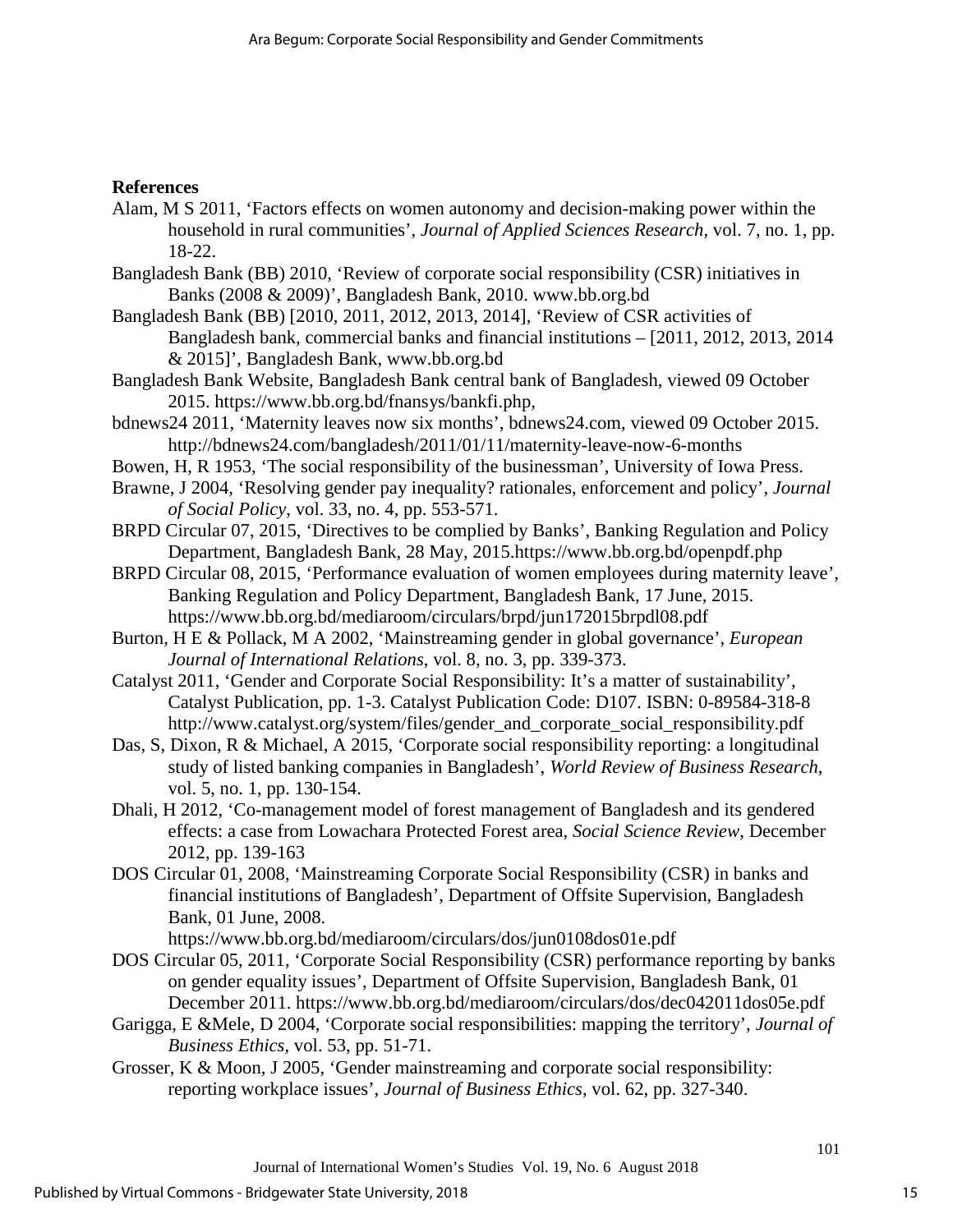## References

Alam, M S 2011, 'Factors effects on women autonomy and decision-making power within the household in rural communities', *Journal of Applied Sciences Research*, vol. 7, no. 1, pp. 18-22.

Bangladesh Bank (BB) 2010, 'Review of corporate social responsibility (CSR) initiatives in Banks (2008 & 2009)', Bangladesh Bank, 2010. www.bb.org.bd

Bangladesh Bank (BB) [2010, 2011, 2012, 2013, 2014], 'Review of CSR activities of Bangladesh bank, commercial banks and financial institutions – [2011, 2012, 2013, 2014 & 2015]', Bangladesh Bank, www.bb.org.bd

Bangladesh Bank Website, Bangladesh Bank central bank of Bangladesh, viewed 09 October 2015. https://www.bb.org.bd/fnansys/bankfi.php,

bdnews24 2011, 'Maternity leaves now six months', bdnews24.com, viewed 09 October 2015. http://bdnews24.com/bangladesh/2011/01/11/maternity-leave-now-6-months

Bowen, H, R 1953, 'The social responsibility of the businessman', University of Iowa Press.

Brawne, J 2004, 'Resolving gender pay inequality? rationales, enforcement and policy', *Journal of Social Policy*, vol. 33, no. 4, pp. 553-571.

BRPD Circular 07, 2015, 'Directives to be complied by Banks', Banking Regulation and Policy Department, Bangladesh Bank, 28 May, 2015.https://www.bb.org.bd/openpdf.php

BRPD Circular 08, 2015, 'Performance evaluation of women employees during maternity leave', Banking Regulation and Policy Department, Bangladesh Bank, 17 June, 2015. https://www.bb.org.bd/mediaroom/circulars/brpd/jun172015brpdl08.pdf

Burton, H E & Pollack, M A 2002, 'Mainstreaming gender in global governance', *European Journal of International Relations*, vol. 8, no. 3, pp. 339-373.

Catalyst 2011, 'Gender and Corporate Social Responsibility: It's a matter of sustainability', Catalyst Publication, pp. 1-3. Catalyst Publication Code: D107. ISBN: 0-89584-318-8 http://www.catalyst.org/system/files/gender_and_corporate_social_responsibility.pdf

Das, S, Dixon, R & Michael, A 2015, 'Corporate social responsibility reporting: a longitudinal study of listed banking companies in Bangladesh', *World Review of Business Research*, vol. 5, no. 1, pp. 130-154.

Dhali, H 2012, 'Co-management model of forest management of Bangladesh and its gendered effects: a case from Lowachara Protected Forest area, *Social Science Review*, December 2012, pp. 139-163

DOS Circular 01, 2008, 'Mainstreaming Corporate Social Responsibility (CSR) in banks and financial institutions of Bangladesh', Department of Offsite Supervision, Bangladesh Bank, 01 June, 2008. https://www.bb.org.bd/mediaroom/circulars/dos/jun0108dos01e.pdf

DOS Circular 05, 2011, 'Corporate Social Responsibility (CSR) performance reporting by banks on gender equality issues', Department of Offsite Supervision, Bangladesh Bank, 01 December 2011. https://www.bb.org.bd/mediaroom/circulars/dos/dec042011dos05e.pdf

Garigga, E &Mele, D 2004, 'Corporate social responsibilities: mapping the territory', *Journal of Business Ethics*, vol. 53, pp. 51-71.

Grosser, K & Moon, J 2005, 'Gender mainstreaming and corporate social responsibility: reporting workplace issues', *Journal of Business Ethics*, vol. 62, pp. 327-340.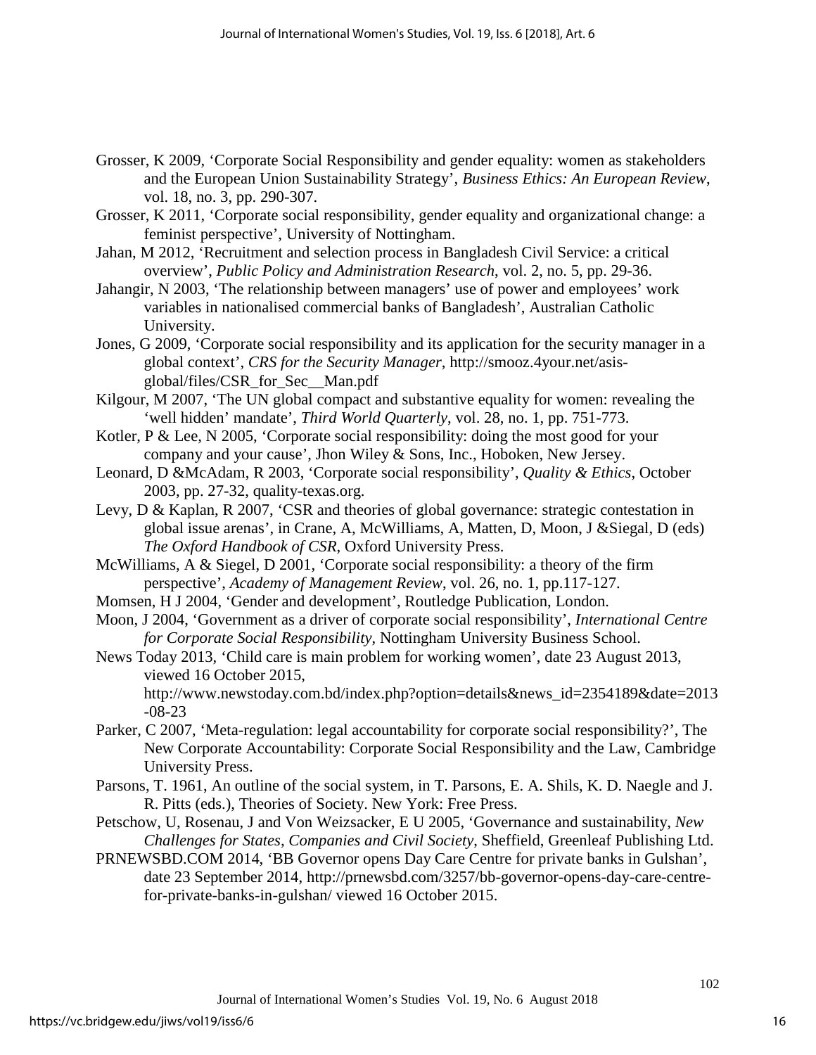Grosser, K 2009, 'Corporate Social Responsibility and gender equality: women as stakeholders and the European Union Sustainability Strategy', *Business Ethics: An European Review*, vol. 18, no. 3, pp. 290-307.

Grosser, K 2011, 'Corporate social responsibility, gender equality and organizational change: a feminist perspective', University of Nottingham.

Jahan, M 2012, 'Recruitment and selection process in Bangladesh Civil Service: a critical overview', *Public Policy and Administration Research*, vol. 2, no. 5, pp. 29-36.

Jahangir, N 2003, 'The relationship between managers' use of power and employees' work variables in nationalised commercial banks of Bangladesh', Australian Catholic University.

Jones, G 2009, 'Corporate social responsibility and its application for the security manager in a global context', *CRS for the Security Manager*, http://smooz.4your.net/asis-global/files/CSR_for_Sec__Man.pdf

Kilgour, M 2007, 'The UN global compact and substantive equality for women: revealing the 'well hidden' mandate', *Third World Quarterly*, vol. 28, no. 1, pp. 751-773.

Kotler, P & Lee, N 2005, 'Corporate social responsibility: doing the most good for your company and your cause', Jhon Wiley & Sons, Inc., Hoboken, New Jersey.

Leonard, D &McAdam, R 2003, 'Corporate social responsibility', *Quality & Ethics*, October 2003, pp. 27-32, quality-texas.org.

Levy, D & Kaplan, R 2007, 'CSR and theories of global governance: strategic contestation in global issue arenas', in Crane, A, McWilliams, A, Matten, D, Moon, J &Siegal, D (eds) *The Oxford Handbook of CSR*, Oxford University Press.

McWilliams, A & Siegel, D 2001, 'Corporate social responsibility: a theory of the firm perspective', *Academy of Management Review*, vol. 26, no. 1, pp.117-127.

Momsen, H J 2004, 'Gender and development', Routledge Publication, London.

Moon, J 2004, 'Government as a driver of corporate social responsibility', *International Centre for Corporate Social Responsibility*, Nottingham University Business School.

News Today 2013, 'Child care is main problem for working women', date 23 August 2013, viewed 16 October 2015, http://www.newstoday.com.bd/index.php?option=details&news_id=2354189&date=2013-08-23

Parker, C 2007, 'Meta-regulation: legal accountability for corporate social responsibility?', The New Corporate Accountability: Corporate Social Responsibility and the Law, Cambridge University Press.

Parsons, T. 1961, An outline of the social system, in T. Parsons, E. A. Shils, K. D. Naegle and J. R. Pitts (eds.), Theories of Society. New York: Free Press.

Petschow, U, Rosenau, J and Von Weizsacker, E U 2005, 'Governance and sustainability, *New Challenges for States, Companies and Civil Society*, Sheffield, Greenleaf Publishing Ltd.

PRNEWSBD.COM 2014, 'BB Governor opens Day Care Centre for private banks in Gulshan', date 23 September 2014, http://prnewsbd.com/3257/bb-governor-opens-day-care-centre-for-private-banks-in-gulshan/ viewed 16 October 2015.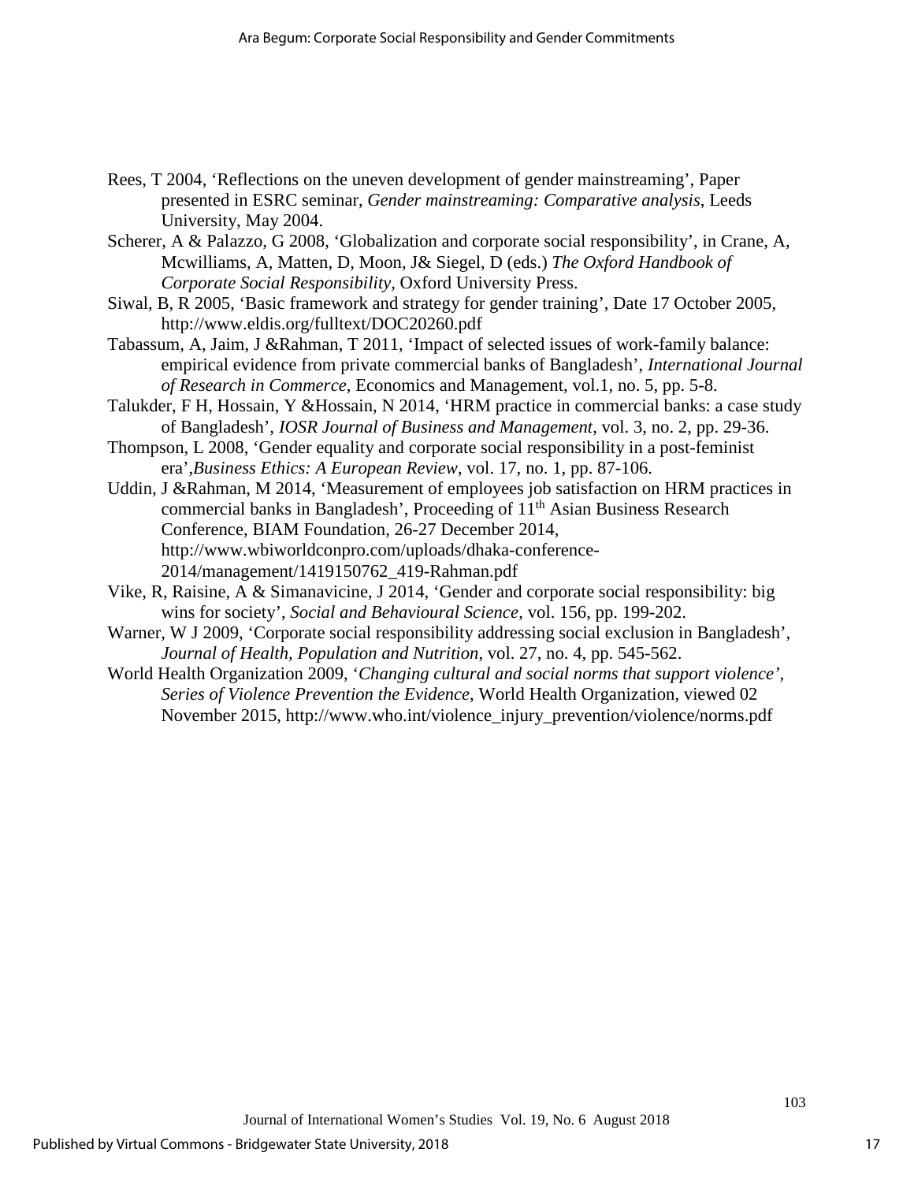Rees, T 2004, 'Reflections on the uneven development of gender mainstreaming', Paper presented in ESRC seminar, *Gender mainstreaming: Comparative analysis*, Leeds University, May 2004.

Scherer, A & Palazzo, G 2008, 'Globalization and corporate social responsibility', in Crane, A, Mcwilliams, A, Matten, D, Moon, J& Siegel, D (eds.) *The Oxford Handbook of Corporate Social Responsibility*, Oxford University Press.

Siwal, B, R 2005, 'Basic framework and strategy for gender training', Date 17 October 2005, http://www.eldis.org/fulltext/DOC20260.pdf

Tabassum, A, Jaim, J &Rahman, T 2011, 'Impact of selected issues of work-family balance: empirical evidence from private commercial banks of Bangladesh', *International Journal of Research in Commerce*, Economics and Management, vol.1, no. 5, pp. 5-8.

Talukder, F H, Hossain, Y &Hossain, N 2014, 'HRM practice in commercial banks: a case study of Bangladesh', *IOSR Journal of Business and Management*, vol. 3, no. 2, pp. 29-36.

Thompson, L 2008, 'Gender equality and corporate social responsibility in a post-feminist era',*Business Ethics: A European Review*, vol. 17, no. 1, pp. 87-106.

Uddin, J &Rahman, M 2014, 'Measurement of employees job satisfaction on HRM practices in commercial banks in Bangladesh', Proceeding of 11th Asian Business Research Conference, BIAM Foundation, 26-27 December 2014, http://www.wbiworldconpro.com/uploads/dhaka-conference-2014/management/1419150762_419-Rahman.pdf

Vike, R, Raisine, A & Simanavicine, J 2014, 'Gender and corporate social responsibility: big wins for society', *Social and Behavioural Science*, vol. 156, pp. 199-202.

Warner, W J 2009, 'Corporate social responsibility addressing social exclusion in Bangladesh', *Journal of Health, Population and Nutrition*, vol. 27, no. 4, pp. 545-562.

World Health Organization 2009, '*Changing cultural and social norms that support violence', Series of Violence Prevention the Evidence*, World Health Organization, viewed 02 November 2015, http://www.who.int/violence_injury_prevention/violence/norms.pdf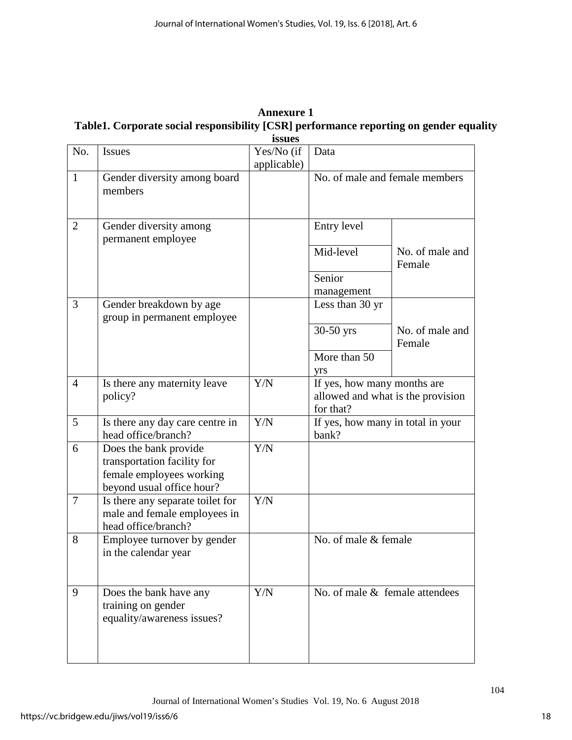**Annexure 1**

**Table1. Corporate social responsibility [CSR] performance reporting on gender equality issues**

| No. | Issues | Yes/No (if applicable) | Data | |
|---|---|---|---|---|
| 1 | Gender diversity among board members | | No. of male and female members | |
| 2 | Gender diversity among permanent employee | | Entry level | No. of male and Female |
| | | | Mid-level | |
| | | | Senior management | |
| 3 | Gender breakdown by age group in permanent employee | | Less than 30 yr | No. of male and Female |
| | | | 30-50 yrs | |
| | | | More than 50 yrs | |
| 4 | Is there any maternity leave policy? | Y/N | If yes, how many months are allowed and what is the provision for that? | |
| 5 | Is there any day care centre in head office/branch? | Y/N | If yes, how many in total in your bank? | |
| 6 | Does the bank provide transportation facility for female employees working beyond usual office hour? | Y/N | | |
| 7 | Is there any separate toilet for male and female employees in head office/branch? | Y/N | | |
| 8 | Employee turnover by gender in the calendar year | | No. of male & female | |
| 9 | Does the bank have any training on gender equality/awareness issues? | Y/N | No. of male & female attendees | |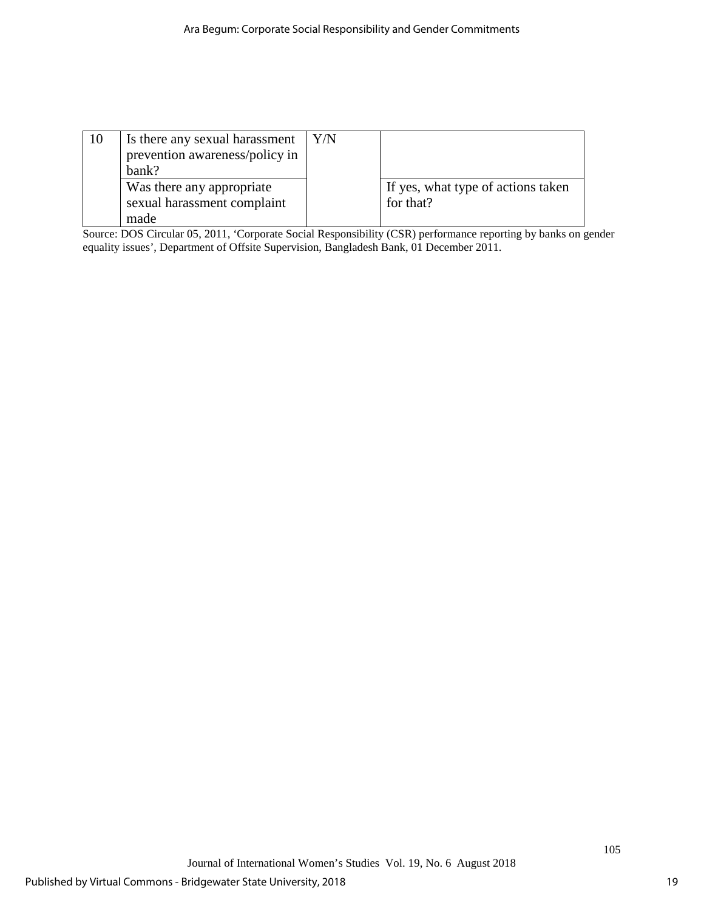| | | | |
|---|---|---|---|
| 10 | Is there any sexual harassment prevention awareness/policy in bank? | Y/N | |
| | Was there any appropriate sexual harassment complaint made | | If yes, what type of actions taken for that? |

Source: DOS Circular 05, 2011, 'Corporate Social Responsibility (CSR) performance reporting by banks on gender equality issues', Department of Offsite Supervision, Bangladesh Bank, 01 December 2011.